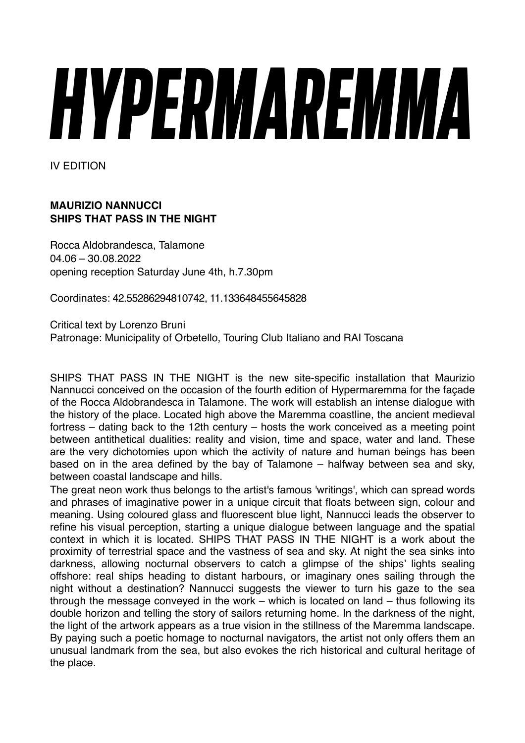# HYPERMAREMMA

IV EDITION

**MAURIZIO NANNUCCI**
**SHIPS THAT PASS IN THE NIGHT**

Rocca Aldobrandesca, Talamone
04.06 – 30.08.2022
opening reception Saturday June 4th, h.7.30pm

Coordinates: 42.55286294810742, 11.133648455645828

Critical text by Lorenzo Bruni
Patronage: Municipality of Orbetello, Touring Club Italiano and RAI Toscana

SHIPS THAT PASS IN THE NIGHT is the new site-specific installation that Maurizio Nannucci conceived on the occasion of the fourth edition of Hypermaremma for the façade of the Rocca Aldobrandesca in Talamone. The work will establish an intense dialogue with the history of the place. Located high above the Maremma coastline, the ancient medieval fortress – dating back to the 12th century – hosts the work conceived as a meeting point between antithetical dualities: reality and vision, time and space, water and land. These are the very dichotomies upon which the activity of nature and human beings has been based on in the area defined by the bay of Talamone – halfway between sea and sky, between coastal landscape and hills.

The great neon work thus belongs to the artist's famous 'writings', which can spread words and phrases of imaginative power in a unique circuit that floats between sign, colour and meaning. Using coloured glass and fluorescent blue light, Nannucci leads the observer to refine his visual perception, starting a unique dialogue between language and the spatial context in which it is located. SHIPS THAT PASS IN THE NIGHT is a work about the proximity of terrestrial space and the vastness of sea and sky. At night the sea sinks into darkness, allowing nocturnal observers to catch a glimpse of the ships' lights sealing offshore: real ships heading to distant harbours, or imaginary ones sailing through the night without a destination? Nannucci suggests the viewer to turn his gaze to the sea through the message conveyed in the work – which is located on land – thus following its double horizon and telling the story of sailors returning home. In the darkness of the night, the light of the artwork appears as a true vision in the stillness of the Maremma landscape. By paying such a poetic homage to nocturnal navigators, the artist not only offers them an unusual landmark from the sea, but also evokes the rich historical and cultural heritage of the place.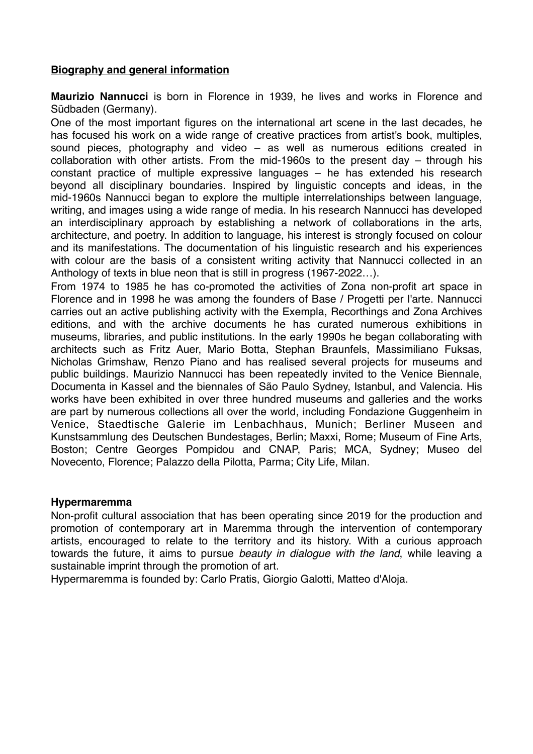**Biography and general information**

**Maurizio Nannucci** is born in Florence in 1939, he lives and works in Florence and Südbaden (Germany).
One of the most important figures on the international art scene in the last decades, he has focused his work on a wide range of creative practices from artist's book, multiples, sound pieces, photography and video – as well as numerous editions created in collaboration with other artists. From the mid-1960s to the present day – through his constant practice of multiple expressive languages – he has extended his research beyond all disciplinary boundaries. Inspired by linguistic concepts and ideas, in the mid-1960s Nannucci began to explore the multiple interrelationships between language, writing, and images using a wide range of media. In his research Nannucci has developed an interdisciplinary approach by establishing a network of collaborations in the arts, architecture, and poetry. In addition to language, his interest is strongly focused on colour and its manifestations. The documentation of his linguistic research and his experiences with colour are the basis of a consistent writing activity that Nannucci collected in an Anthology of texts in blue neon that is still in progress (1967-2022…).
From 1974 to 1985 he has co-promoted the activities of Zona non-profit art space in Florence and in 1998 he was among the founders of Base / Progetti per l'arte. Nannucci carries out an active publishing activity with the Exempla, Recorthings and Zona Archives editions, and with the archive documents he has curated numerous exhibitions in museums, libraries, and public institutions. In the early 1990s he began collaborating with architects such as Fritz Auer, Mario Botta, Stephan Braunfels, Massimiliano Fuksas, Nicholas Grimshaw, Renzo Piano and has realised several projects for museums and public buildings. Maurizio Nannucci has been repeatedly invited to the Venice Biennale, Documenta in Kassel and the biennales of São Paulo Sydney, Istanbul, and Valencia. His works have been exhibited in over three hundred museums and galleries and the works are part by numerous collections all over the world, including Fondazione Guggenheim in Venice, Staedtische Galerie im Lenbachhaus, Munich; Berliner Museen and Kunstsammlung des Deutschen Bundestages, Berlin; Maxxi, Rome; Museum of Fine Arts, Boston; Centre Georges Pompidou and CNAP, Paris; MCA, Sydney; Museo del Novecento, Florence; Palazzo della Pilotta, Parma; City Life, Milan.

**Hypermaremma**

Non-profit cultural association that has been operating since 2019 for the production and promotion of contemporary art in Maremma through the intervention of contemporary artists, encouraged to relate to the territory and its history. With a curious approach towards the future, it aims to pursue *beauty in dialogue with the land*, while leaving a sustainable imprint through the promotion of art.
Hypermaremma is founded by: Carlo Pratis, Giorgio Galotti, Matteo d'Aloja.